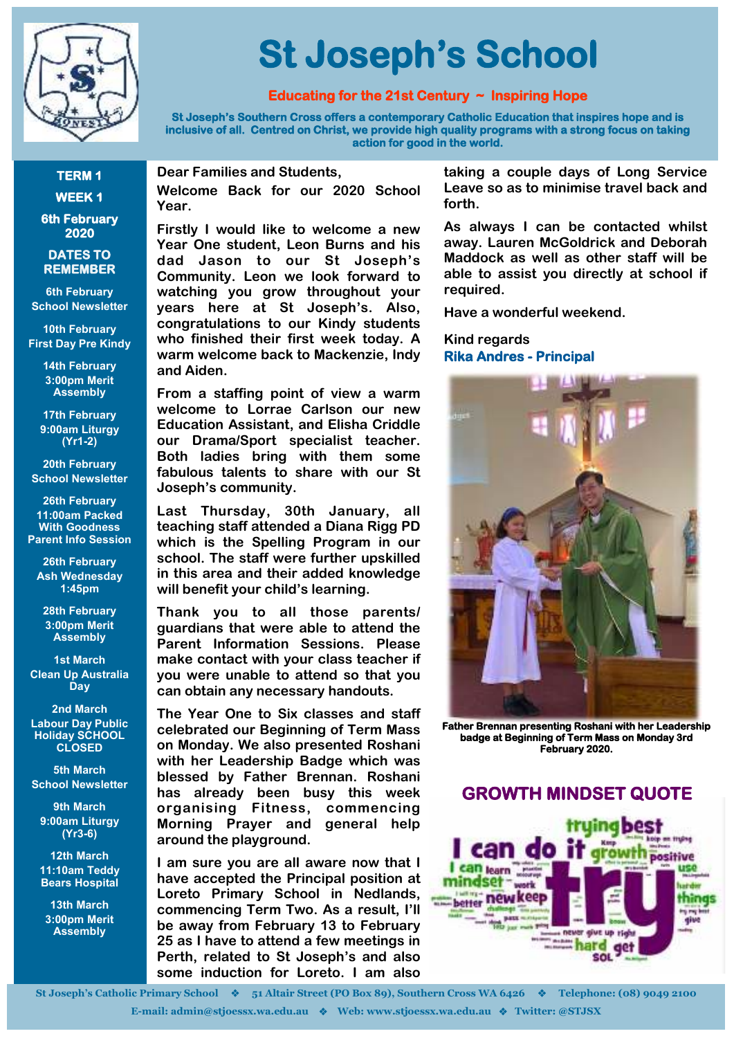# St Joseph's School

**Educating for the 21st Century ~ Inspiring Hope**

**St Joseph's Southern Cross offers a contemporary Catholic Education that inspires hope and is inclusive of all. Centred on Christ, we provide high quality programs with a strong focus on taking action for good in the world.**

**TERM 1**

**WEEK 1**

**6th February 2020**

## DATES TO REMEMBER

**6th February**
School Newsletter

**10th February**
First Day Pre Kindy

**14th February**
3:00pm Merit Assembly

**17th February**
9:00am Liturgy (Yr1-2)

**20th February**
School Newsletter

**26th February**
11:00am Packed With Goodness Parent Info Session

**26th February**
Ash Wednesday 1:45pm

**28th February**
3:00pm Merit Assembly

**1st March**
Clean Up Australia Day

**2nd March**
Labour Day Public Holiday SCHOOL CLOSED

**5th March**
School Newsletter

**9th March**
9:00am Liturgy (Yr3-6)

**12th March**
11:10am Teddy Bears Hospital

**13th March**
3:00pm Merit Assembly

Dear Families and Students,

Welcome Back for our 2020 School Year.

Firstly I would like to welcome a new Year One student, Leon Burns and his dad Jason to our St Joseph's Community. Leon we look forward to watching you grow throughout your years here at St Joseph's. Also, congratulations to our Kindy students who finished their first week today. A warm welcome back to Mackenzie, Indy and Aiden.

From a staffing point of view a warm welcome to Lorrae Carlson our new Education Assistant, and Elisha Criddle our Drama/Sport specialist teacher. Both ladies bring with them some fabulous talents to share with our St Joseph's community.

Last Thursday, 30th January, all teaching staff attended a Diana Rigg PD which is the Spelling Program in our school. The staff were further upskilled in this area and their added knowledge will benefit your child's learning.

Thank you to all those parents/ guardians that were able to attend the Parent Information Sessions. Please make contact with your class teacher if you were unable to attend so that you can obtain any necessary handouts.

The Year One to Six classes and staff celebrated our Beginning of Term Mass on Monday. We also presented Roshani with her Leadership Badge which was blessed by Father Brennan. Roshani has already been busy this week organising Fitness, commencing Morning Prayer and general help around the playground.

I am sure you are all aware now that I have accepted the Principal position at Loreto Primary School in Nedlands, commencing Term Two. As a result, I'll be away from February 13 to February 25 as I have to attend a few meetings in Perth, related to St Joseph's and also some induction for Loreto. I am also taking a couple days of Long Service Leave so as to minimise travel back and forth.

As always I can be contacted whilst away. Lauren McGoldrick and Deborah Maddock as well as other staff will be able to assist you directly at school if required.

Have a wonderful weekend.

Kind regards
**Rika Andres - Principal**

**Father Brennan presenting Roshani with her Leadership badge at Beginning of Term Mass on Monday 3rd February 2020.**

## GROWTH MINDSET QUOTE

St Joseph's Catholic Primary School ❖ 51 Altair Street (PO Box 89), Southern Cross WA 6426 ❖ Telephone: (08) 9049 2100
E-mail: admin@stjoessx.wa.edu.au ❖ Web: www.stjoessx.wa.edu.au ❖ Twitter: @STJSX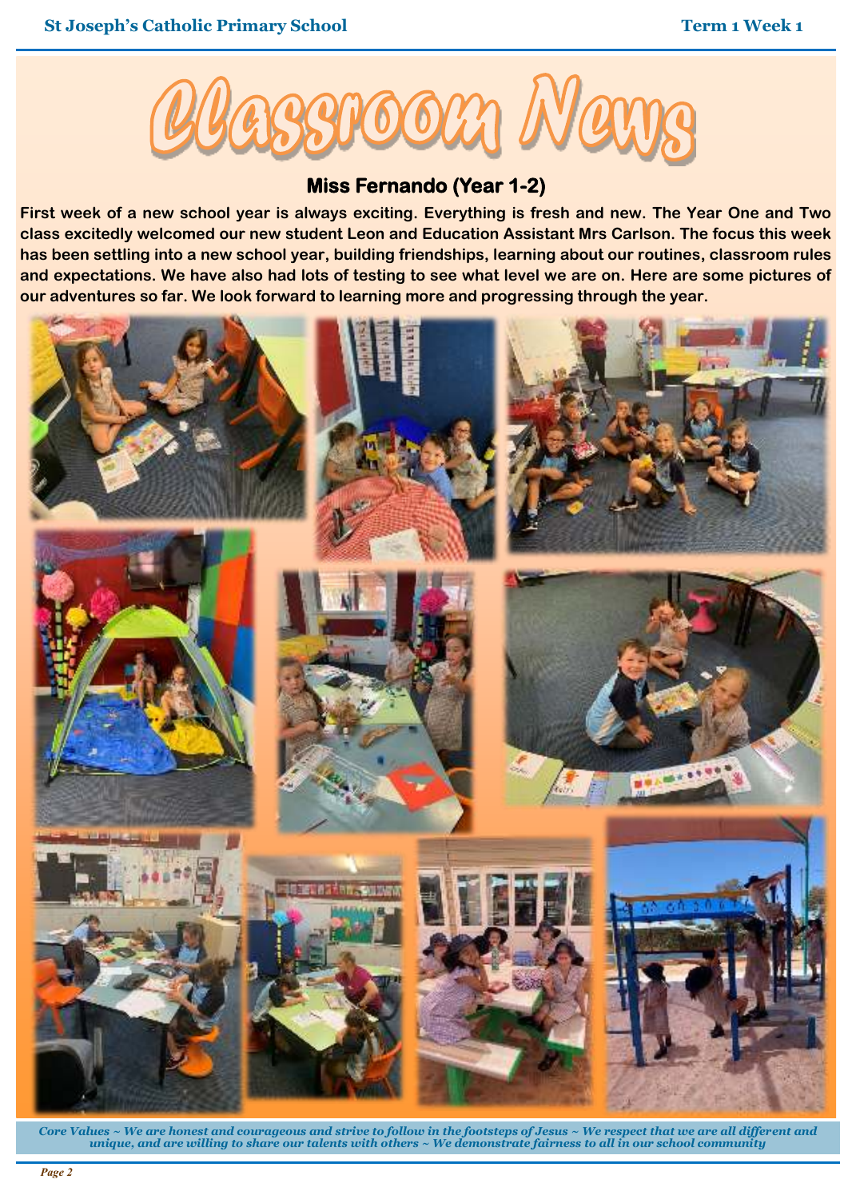# Classroom News

## Miss Fernando (Year 1-2)

**First week of a new school year is always exciting. Everything is fresh and new. The Year One and Two class excitedly welcomed our new student Leon and Education Assistant Mrs Carlson. The focus this week has been settling into a new school year, building friendships, learning about our routines, classroom rules and expectations. We have also had lots of testing to see what level we are on. Here are some pictures of our adventures so far. We look forward to learning more and progressing through the year.**

*Core Values ~ We are honest and courageous and strive to follow in the footsteps of Jesus ~ We respect that we are all different and unique, and are willing to share our talents with others ~ We demonstrate fairness to all in our school community*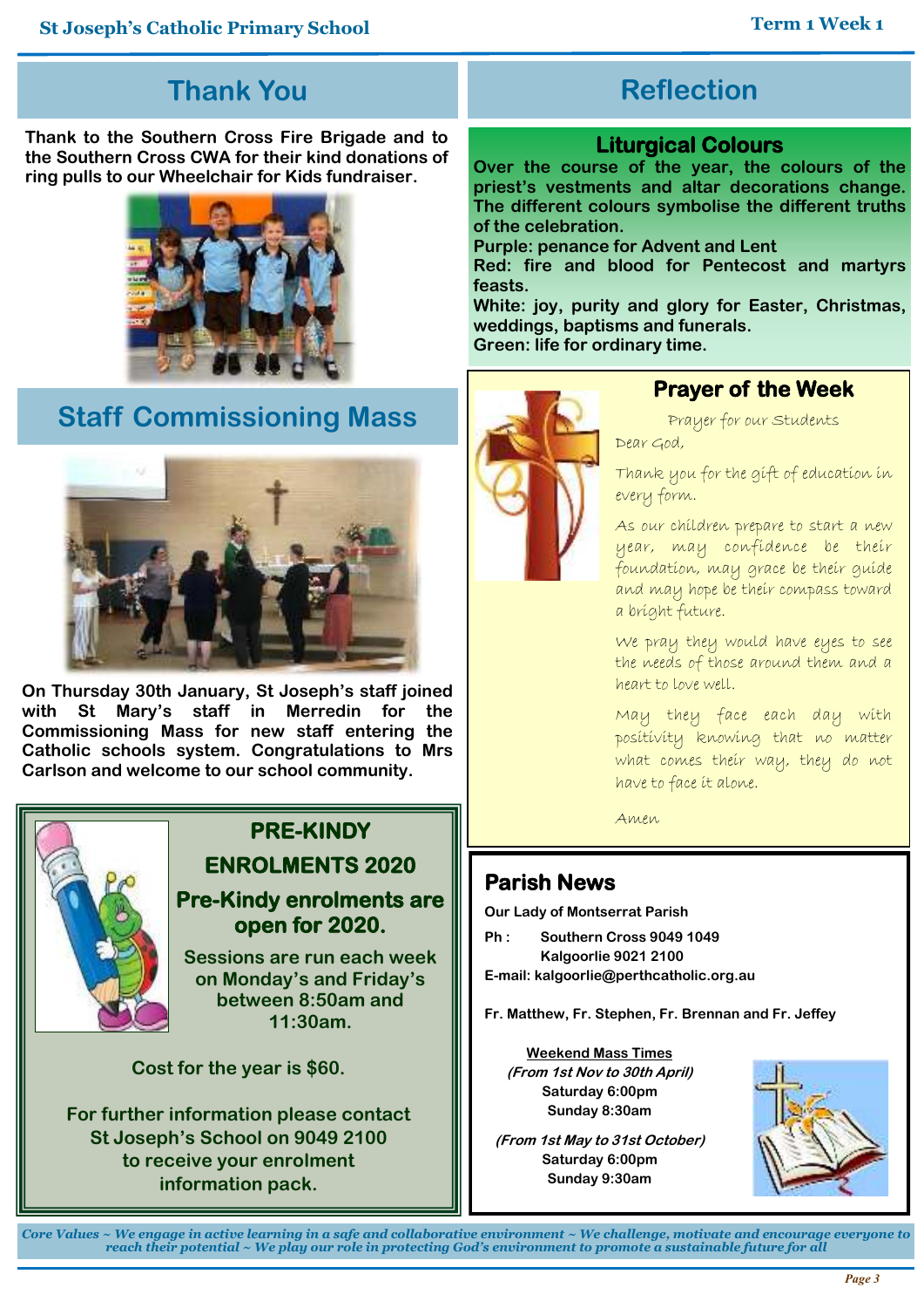## Thank You

**Thank to the Southern Cross Fire Brigade and to the Southern Cross CWA for their kind donations of ring pulls to our Wheelchair for Kids fundraiser.**

## Staff Commissioning Mass

**On Thursday 30th January, St Joseph's staff joined with St Mary's staff in Merredin for the Commissioning Mass for new staff entering the Catholic schools system. Congratulations to Mrs Carlson and welcome to our school community.**

## PRE-KINDY ENROLMENTS 2020

**Pre-Kindy enrolments are open for 2020.**

**Sessions are run each week on Monday's and Friday's between 8:50am and 11:30am.**

**Cost for the year is $60.**

**For further information please contact St Joseph's School on 9049 2100 to receive your enrolment information pack.**

## Reflection

### Liturgical Colours

**Over the course of the year, the colours of the priest's vestments and altar decorations change. The different colours symbolise the different truths of the celebration.**

**Purple: penance for Advent and Lent**
**Red: fire and blood for Pentecost and martyrs feasts.**
**White: joy, purity and glory for Easter, Christmas, weddings, baptisms and funerals.**
**Green: life for ordinary time.**

### Prayer of the Week

Prayer for our Students

Dear God,

Thank you for the gift of education in every form.

As our children prepare to start a new year, may confidence be their foundation, may grace be their guide and may hope be their compass toward a bright future.

We pray they would have eyes to see the needs of those around them and a heart to love well.

May they face each day with positivity knowing that no matter what comes their way, they do not have to face it alone.

Amen

## Parish News

**Our Lady of Montserrat Parish**

**Ph : Southern Cross 9049 1049**
**Kalgoorlie 9021 2100**
**E-mail: kalgoorlie@perthcatholic.org.au**

**Fr. Matthew, Fr. Stephen, Fr. Brennan and Fr. Jeffey**

**Weekend Mass Times**
***(From 1st Nov to 30th April)***
**Saturday 6:00pm**
**Sunday 8:30am**

***(From 1st May to 31st October)***
**Saturday 6:00pm**
**Sunday 9:30am**

*Core Values ~ We engage in active learning in a safe and collaborative environment ~ We challenge, motivate and encourage everyone to reach their potential ~ We play our role in protecting God's environment to promote a sustainable future for all*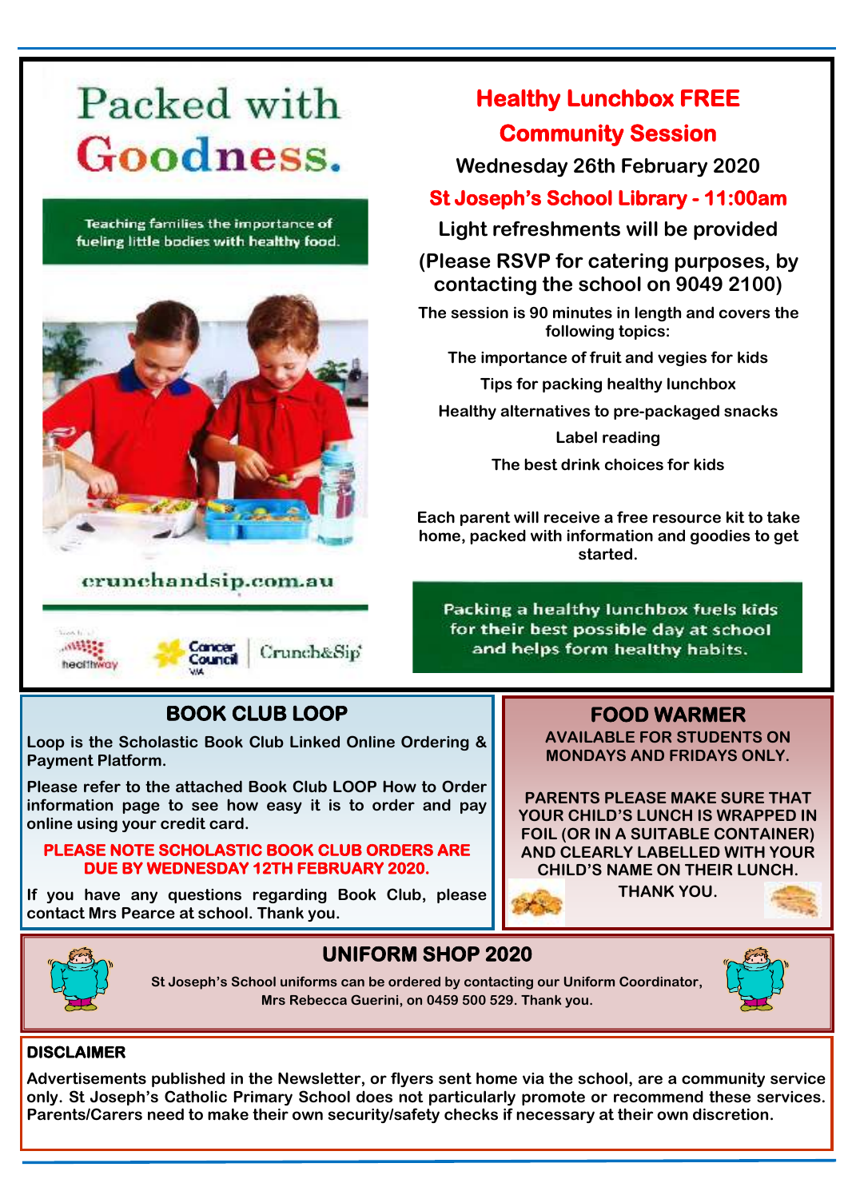# Packed with Goodness.

Teaching families the importance of fueling little bodies with healthy food.

crunchandsip.com.au

healthway | Cancer Council WA | Crunch&Sip

## Healthy Lunchbox FREE Community Session

**Wednesday 26th February 2020**

**St Joseph's School Library - 11:00am**

Light refreshments will be provided

(Please RSVP for catering purposes, by contacting the school on 9049 2100)

The session is 90 minutes in length and covers the following topics:

- The importance of fruit and vegies for kids
- Tips for packing healthy lunchbox
- Healthy alternatives to pre-packaged snacks
- Label reading
- The best drink choices for kids

Each parent will receive a free resource kit to take home, packed with information and goodies to get started.

Packing a healthy lunchbox fuels kids for their best possible day at school and helps form healthy habits.

## BOOK CLUB LOOP

Loop is the Scholastic Book Club Linked Online Ordering & Payment Platform.

Please refer to the attached Book Club LOOP How to Order information page to see how easy it is to order and pay online using your credit card.

**PLEASE NOTE SCHOLASTIC BOOK CLUB ORDERS ARE DUE BY WEDNESDAY 12TH FEBRUARY 2020.**

If you have any questions regarding Book Club, please contact Mrs Pearce at school. Thank you.

## FOOD WARMER

AVAILABLE FOR STUDENTS ON MONDAYS AND FRIDAYS ONLY.

PARENTS PLEASE MAKE SURE THAT YOUR CHILD'S LUNCH IS WRAPPED IN FOIL (OR IN A SUITABLE CONTAINER) AND CLEARLY LABELLED WITH YOUR CHILD'S NAME ON THEIR LUNCH.

THANK YOU.

## UNIFORM SHOP 2020

St Joseph's School uniforms can be ordered by contacting our Uniform Coordinator, Mrs Rebecca Guerini, on 0459 500 529. Thank you.

## DISCLAIMER

Advertisements published in the Newsletter, or flyers sent home via the school, are a community service only. St Joseph's Catholic Primary School does not particularly promote or recommend these services. Parents/Carers need to make their own security/safety checks if necessary at their own discretion.